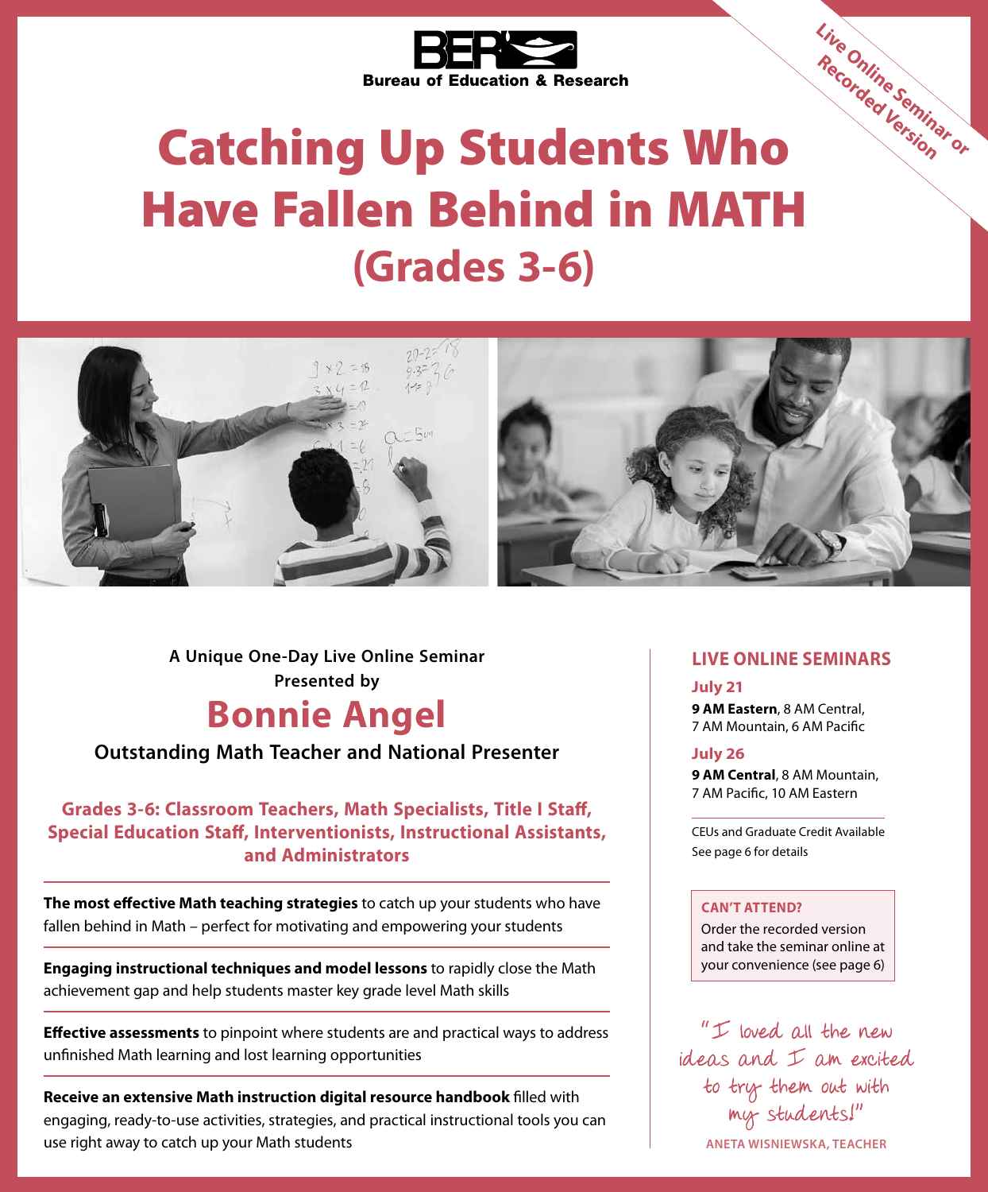BER

**Bureau of Education & Research**

Live Online Seminar or Recorded Version

# Catching Up Students Who Have Fallen Behind in MATH (Grades 3-6)

A Unique One-Day Live Online Seminar Presented by

## Bonnie Angel

**Outstanding Math Teacher and National Presenter**

**Grades 3-6: Classroom Teachers, Math Specialists, Title I Staff, Special Education Staff, Interventionists, Instructional Assistants, and Administrators**

**The most effective Math teaching strategies** to catch up your students who have fallen behind in Math – perfect for motivating and empowering your students

**Engaging instructional techniques and model lessons** to rapidly close the Math achievement gap and help students master key grade level Math skills

**Effective assessments** to pinpoint where students are and practical ways to address unfinished Math learning and lost learning opportunities

**Receive an extensive Math instruction digital resource handbook** filled with engaging, ready-to-use activities, strategies, and practical instructional tools you can use right away to catch up your Math students

### LIVE ONLINE SEMINARS

**July 21**

**9 AM Eastern**, 8 AM Central, 7 AM Mountain, 6 AM Pacific

**July 26**

**9 AM Central**, 8 AM Mountain, 7 AM Pacific, 10 AM Eastern

CEUs and Graduate Credit Available
See page 6 for details

**CAN'T ATTEND?**
Order the recorded version and take the seminar online at your convenience (see page 6)

"I loved all the new ideas and I am excited to try them out with my students!"

ANETA WISNIEWSKA, TEACHER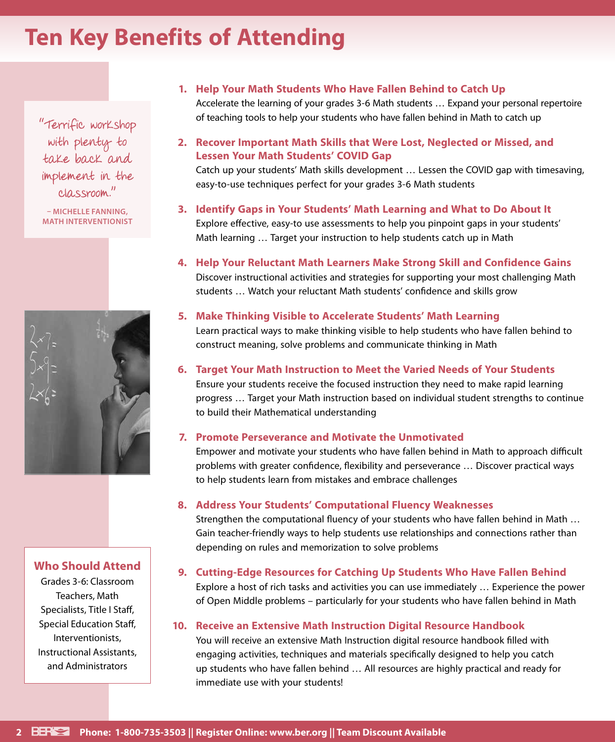# Ten Key Benefits of Attending

"Terrific workshop with plenty to take back and implement in the classroom."

– MICHELLE FANNING, MATH INTERVENTIONIST

**Who Should Attend**

Grades 3-6: Classroom Teachers, Math Specialists, Title I Staff, Special Education Staff, Interventionists, Instructional Assistants, and Administrators

1. **Help Your Math Students Who Have Fallen Behind to Catch Up**
   Accelerate the learning of your grades 3-6 Math students … Expand your personal repertoire of teaching tools to help your students who have fallen behind in Math to catch up

2. **Recover Important Math Skills that Were Lost, Neglected or Missed, and Lessen Your Math Students' COVID Gap**
   Catch up your students' Math skills development … Lessen the COVID gap with timesaving, easy-to-use techniques perfect for your grades 3-6 Math students

3. **Identify Gaps in Your Students' Math Learning and What to Do About It**
   Explore effective, easy-to use assessments to help you pinpoint gaps in your students' Math learning … Target your instruction to help students catch up in Math

4. **Help Your Reluctant Math Learners Make Strong Skill and Confidence Gains**
   Discover instructional activities and strategies for supporting your most challenging Math students … Watch your reluctant Math students' confidence and skills grow

5. **Make Thinking Visible to Accelerate Students' Math Learning**
   Learn practical ways to make thinking visible to help students who have fallen behind to construct meaning, solve problems and communicate thinking in Math

6. **Target Your Math Instruction to Meet the Varied Needs of Your Students**
   Ensure your students receive the focused instruction they need to make rapid learning progress … Target your Math instruction based on individual student strengths to continue to build their Mathematical understanding

7. **Promote Perseverance and Motivate the Unmotivated**
   Empower and motivate your students who have fallen behind in Math to approach difficult problems with greater confidence, flexibility and perseverance … Discover practical ways to help students learn from mistakes and embrace challenges

8. **Address Your Students' Computational Fluency Weaknesses**
   Strengthen the computational fluency of your students who have fallen behind in Math … Gain teacher-friendly ways to help students use relationships and connections rather than depending on rules and memorization to solve problems

9. **Cutting-Edge Resources for Catching Up Students Who Have Fallen Behind**
   Explore a host of rich tasks and activities you can use immediately … Experience the power of Open Middle problems – particularly for your students who have fallen behind in Math

10. **Receive an Extensive Math Instruction Digital Resource Handbook**
    You will receive an extensive Math Instruction digital resource handbook filled with engaging activities, techniques and materials specifically designed to help you catch up students who have fallen behind … All resources are highly practical and ready for immediate use with your students!

**Phone: 1-800-735-3503 || Register Online: www.ber.org || Team Discount Available**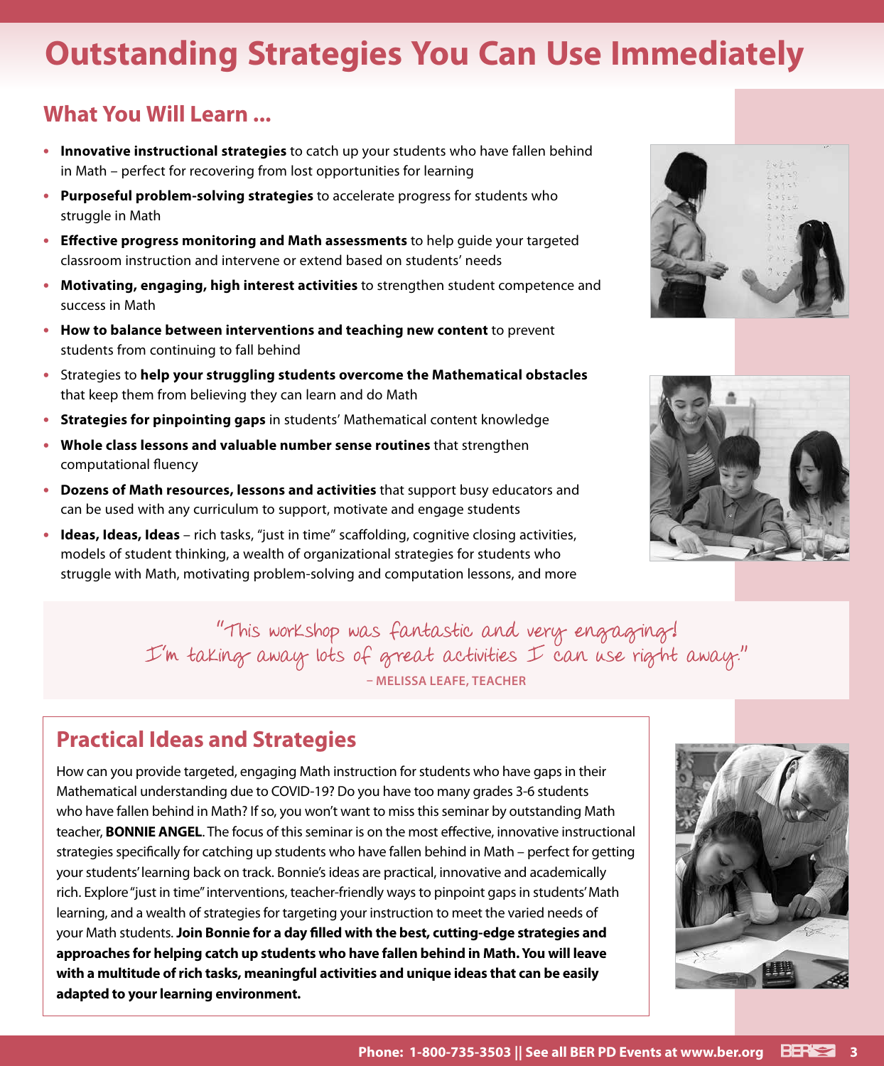# Outstanding Strategies You Can Use Immediately

## What You Will Learn ...

- **Innovative instructional strategies** to catch up your students who have fallen behind in Math – perfect for recovering from lost opportunities for learning
- **Purposeful problem-solving strategies** to accelerate progress for students who struggle in Math
- **Effective progress monitoring and Math assessments** to help guide your targeted classroom instruction and intervene or extend based on students' needs
- **Motivating, engaging, high interest activities** to strengthen student competence and success in Math
- **How to balance between interventions and teaching new content** to prevent students from continuing to fall behind
- Strategies to **help your struggling students overcome the Mathematical obstacles** that keep them from believing they can learn and do Math
- **Strategies for pinpointing gaps** in students' Mathematical content knowledge
- **Whole class lessons and valuable number sense routines** that strengthen computational fluency
- **Dozens of Math resources, lessons and activities** that support busy educators and can be used with any curriculum to support, motivate and engage students
- **Ideas, Ideas, Ideas** – rich tasks, "just in time" scaffolding, cognitive closing activities, models of student thinking, a wealth of organizational strategies for students who struggle with Math, motivating problem-solving and computation lessons, and more

*"This workshop was fantastic and very engaging! I'm taking away lots of great activities I can use right away."*

**– MELISSA LEAFE, TEACHER**

## Practical Ideas and Strategies

How can you provide targeted, engaging Math instruction for students who have gaps in their Mathematical understanding due to COVID-19? Do you have too many grades 3-6 students who have fallen behind in Math? If so, you won't want to miss this seminar by outstanding Math teacher, **BONNIE ANGEL**. The focus of this seminar is on the most effective, innovative instructional strategies specifically for catching up students who have fallen behind in Math – perfect for getting your students' learning back on track. Bonnie's ideas are practical, innovative and academically rich. Explore "just in time" interventions, teacher-friendly ways to pinpoint gaps in students' Math learning, and a wealth of strategies for targeting your instruction to meet the varied needs of your Math students. **Join Bonnie for a day filled with the best, cutting-edge strategies and approaches for helping catch up students who have fallen behind in Math. You will leave with a multitude of rich tasks, meaningful activities and unique ideas that can be easily adapted to your learning environment.**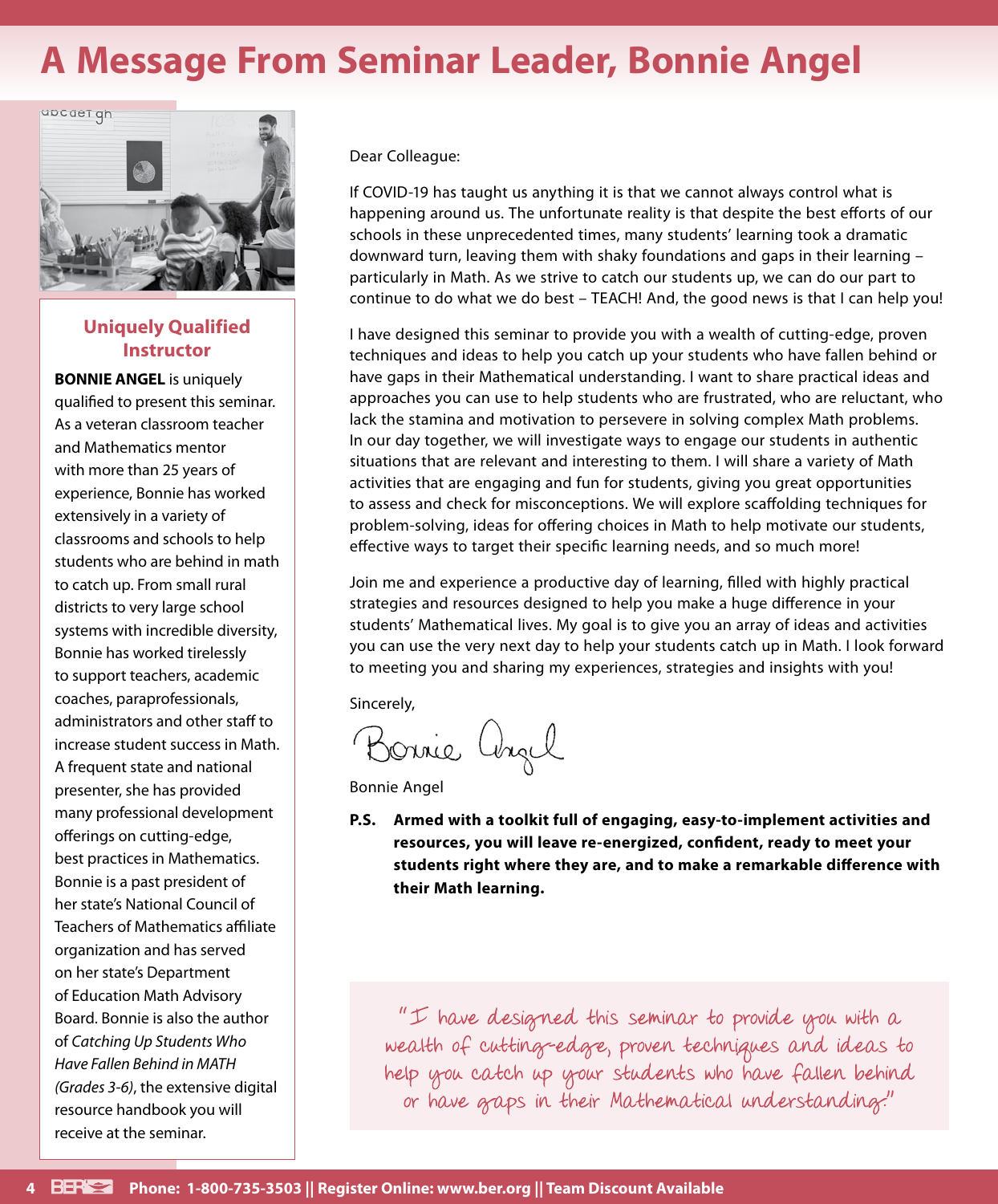# A Message From Seminar Leader, Bonnie Angel

### Uniquely Qualified Instructor

**BONNIE ANGEL** is uniquely qualified to present this seminar. As a veteran classroom teacher and Mathematics mentor with more than 25 years of experience, Bonnie has worked extensively in a variety of classrooms and schools to help students who are behind in math to catch up. From small rural districts to very large school systems with incredible diversity, Bonnie has worked tirelessly to support teachers, academic coaches, paraprofessionals, administrators and other staff to increase student success in Math. A frequent state and national presenter, she has provided many professional development offerings on cutting-edge, best practices in Mathematics. Bonnie is a past president of her state's National Council of Teachers of Mathematics affiliate organization and has served on her state's Department of Education Math Advisory Board. Bonnie is also the author of *Catching Up Students Who Have Fallen Behind in MATH (Grades 3-6)*, the extensive digital resource handbook you will receive at the seminar.

Dear Colleague:

If COVID-19 has taught us anything it is that we cannot always control what is happening around us. The unfortunate reality is that despite the best efforts of our schools in these unprecedented times, many students' learning took a dramatic downward turn, leaving them with shaky foundations and gaps in their learning – particularly in Math. As we strive to catch our students up, we can do our part to continue to do what we do best – TEACH! And, the good news is that I can help you!

I have designed this seminar to provide you with a wealth of cutting-edge, proven techniques and ideas to help you catch up your students who have fallen behind or have gaps in their Mathematical understanding. I want to share practical ideas and approaches you can use to help students who are frustrated, who are reluctant, who lack the stamina and motivation to persevere in solving complex Math problems. In our day together, we will investigate ways to engage our students in authentic situations that are relevant and interesting to them. I will share a variety of Math activities that are engaging and fun for students, giving you great opportunities to assess and check for misconceptions. We will explore scaffolding techniques for problem-solving, ideas for offering choices in Math to help motivate our students, effective ways to target their specific learning needs, and so much more!

Join me and experience a productive day of learning, filled with highly practical strategies and resources designed to help you make a huge difference in your students' Mathematical lives. My goal is to give you an array of ideas and activities you can use the very next day to help your students catch up in Math. I look forward to meeting you and sharing my experiences, strategies and insights with you!

Sincerely,

Bonnie Angel

Bonnie Angel

**P.S. Armed with a toolkit full of engaging, easy-to-implement activities and resources, you will leave re-energized, confident, ready to meet your students right where they are, and to make a remarkable difference with their Math learning.**

"I have designed this seminar to provide you with a wealth of cutting-edge, proven techniques and ideas to help you catch up your students who have fallen behind or have gaps in their Mathematical understanding."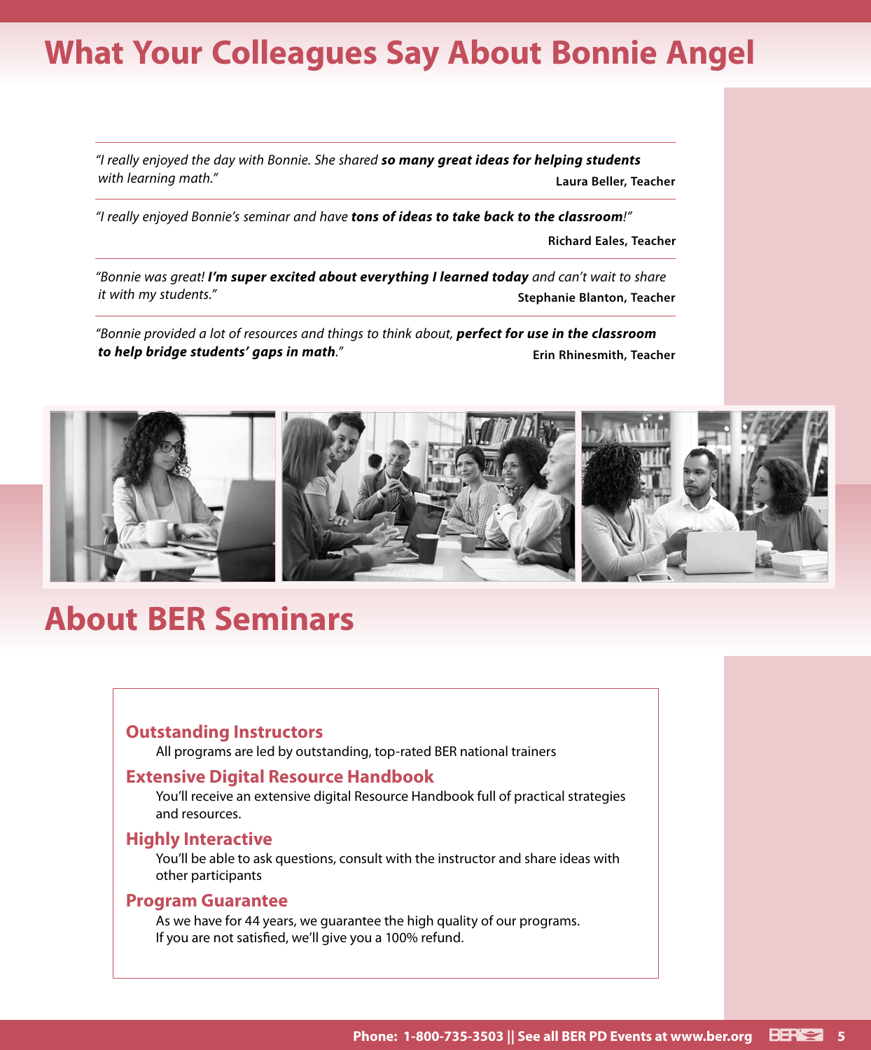# What Your Colleagues Say About Bonnie Angel

*"I really enjoyed the day with Bonnie. She shared **so many great ideas for helping students with learning math.**"*

**Laura Beller, Teacher**

*"I really enjoyed Bonnie's seminar and have **tons of ideas to take back to the classroom**!"*

**Richard Eales, Teacher**

*"Bonnie was great! **I'm super excited about everything I learned today** and can't wait to share it with my students."*

**Stephanie Blanton, Teacher**

*"Bonnie provided a lot of resources and things to think about, **perfect for use in the classroom to help bridge students' gaps in math**."*

**Erin Rhinesmith, Teacher**

# About BER Seminars

### Outstanding Instructors

All programs are led by outstanding, top-rated BER national trainers

### Extensive Digital Resource Handbook

You'll receive an extensive digital Resource Handbook full of practical strategies and resources.

### Highly Interactive

You'll be able to ask questions, consult with the instructor and share ideas with other participants

### Program Guarantee

As we have for 44 years, we guarantee the high quality of our programs. If you are not satisfied, we'll give you a 100% refund.

**Phone: 1-800-735-3503 || See all BER PD Events at www.ber.org**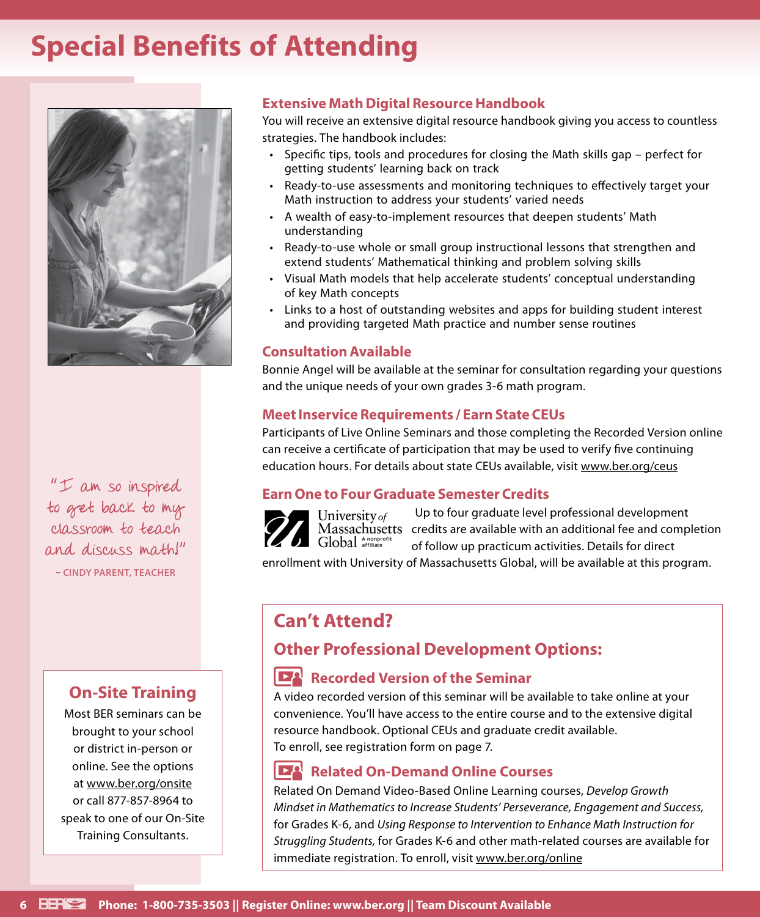# Special Benefits of Attending

"I am so inspired to get back to my classroom to teach and discuss math!"

– CINDY PARENT, TEACHER

## On-Site Training

Most BER seminars can be brought to your school or district in-person or online. See the options at www.ber.org/onsite or call 877-857-8964 to speak to one of our On-Site Training Consultants.

### Extensive Math Digital Resource Handbook

You will receive an extensive digital resource handbook giving you access to countless strategies. The handbook includes:

- Specific tips, tools and procedures for closing the Math skills gap – perfect for getting students' learning back on track
- Ready-to-use assessments and monitoring techniques to effectively target your Math instruction to address your students' varied needs
- A wealth of easy-to-implement resources that deepen students' Math understanding
- Ready-to-use whole or small group instructional lessons that strengthen and extend students' Mathematical thinking and problem solving skills
- Visual Math models that help accelerate students' conceptual understanding of key Math concepts
- Links to a host of outstanding websites and apps for building student interest and providing targeted Math practice and number sense routines

### Consultation Available

Bonnie Angel will be available at the seminar for consultation regarding your questions and the unique needs of your own grades 3-6 math program.

### Meet Inservice Requirements / Earn State CEUs

Participants of Live Online Seminars and those completing the Recorded Version online can receive a certificate of participation that may be used to verify five continuing education hours. For details about state CEUs available, visit www.ber.org/ceus

### Earn One to Four Graduate Semester Credits

University of Massachusetts Global A nonprofit affiliate

Up to four graduate level professional development credits are available with an additional fee and completion of follow up practicum activities. Details for direct enrollment with University of Massachusetts Global, will be available at this program.

## Can't Attend?

## Other Professional Development Options:

### Recorded Version of the Seminar

A video recorded version of this seminar will be available to take online at your convenience. You'll have access to the entire course and to the extensive digital resource handbook. Optional CEUs and graduate credit available.
To enroll, see registration form on page 7.

### Related On-Demand Online Courses

Related On Demand Video-Based Online Learning courses, *Develop Growth Mindset in Mathematics to Increase Students' Perseverance, Engagement and Success,* for Grades K-6, and *Using Response to Intervention to Enhance Math Instruction for Struggling Students,* for Grades K-6 and other math-related courses are available for immediate registration. To enroll, visit www.ber.org/online

**Phone: 1-800-735-3503 || Register Online: www.ber.org || Team Discount Available**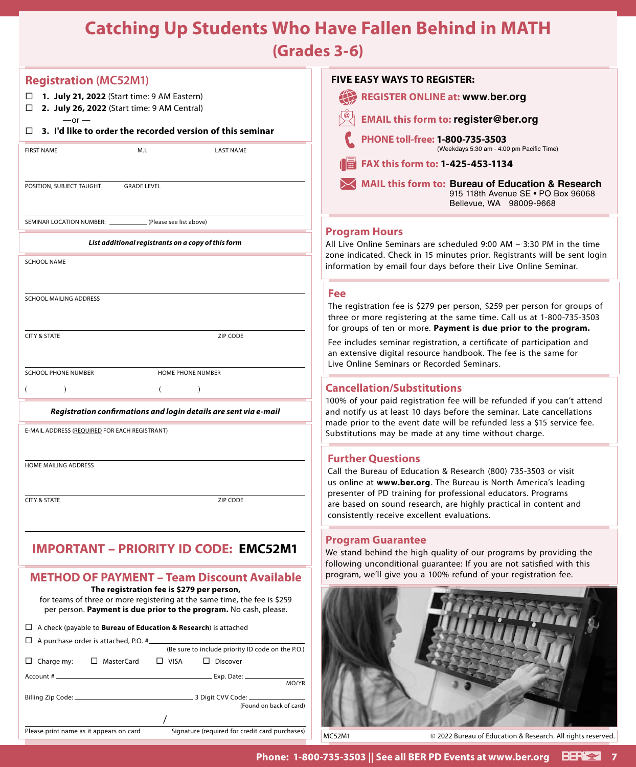# Catching Up Students Who Have Fallen Behind in MATH
## (Grades 3-6)

## Registration (MC52M1)

☐ **1. July 21, 2022** (Start time: 9 AM Eastern)
☐ **2. July 26, 2022** (Start time: 9 AM Central)
—or —
☐ **3. I'd like to order the recorded version of this seminar**

FIRST NAME M.I. LAST NAME

POSITION, SUBJECT TAUGHT GRADE LEVEL

SEMINAR LOCATION NUMBER: ________ (Please see list above)

***List additional registrants on a copy of this form***

SCHOOL NAME

SCHOOL MAILING ADDRESS

CITY & STATE ZIP CODE

SCHOOL PHONE NUMBER HOME PHONE NUMBER
( ) ( )

***Registration confirmations and login details are sent via e-mail***

E-MAIL ADDRESS (REQUIRED FOR EACH REGISTRANT)

HOME MAILING ADDRESS

CITY & STATE ZIP CODE

## IMPORTANT – PRIORITY ID CODE: EMC52M1

## METHOD OF PAYMENT – Team Discount Available

**The registration fee is $279 per person,** for teams of three or more registering at the same time, the fee is $259 per person. **Payment is due prior to the program.** No cash, please.

☐ A check (payable to **Bureau of Education & Research**) is attached

☐ A purchase order is attached, P.O. # ________
(Be sure to include priority ID code on the P.O.)

☐ Charge my: ☐ MasterCard ☐ VISA ☐ Discover

Account # ________ Exp. Date: ________ MO/YR

Billing Zip Code: ________ 3 Digit CVV Code: ________ (Found on back of card)

Please print name as it appears on card / Signature (required for credit card purchases)

## FIVE EASY WAYS TO REGISTER:

- **REGISTER ONLINE at: www.ber.org**
- **EMAIL this form to: register@ber.org**
- **PHONE toll-free: 1-800-735-3503** (Weekdays 5:30 am - 4:00 pm Pacific Time)
- **FAX this form to: 1-425-453-1134**
- **MAIL this form to: Bureau of Education & Research**
  915 118th Avenue SE • PO Box 96068
  Bellevue, WA 98009-9668

## Program Hours

All Live Online Seminars are scheduled 9:00 AM – 3:30 PM in the time zone indicated. Check in 15 minutes prior. Registrants will be sent login information by email four days before their Live Online Seminar.

## Fee

The registration fee is $279 per person, $259 per person for groups of three or more registering at the same time. Call us at 1-800-735-3503 for groups of ten or more. **Payment is due prior to the program.**

Fee includes seminar registration, a certificate of participation and an extensive digital resource handbook. The fee is the same for Live Online Seminars or Recorded Seminars.

## Cancellation/Substitutions

100% of your paid registration fee will be refunded if you can't attend and notify us at least 10 days before the seminar. Late cancellations made prior to the event date will be refunded less a $15 service fee. Substitutions may be made at any time without charge.

## Further Questions

Call the Bureau of Education & Research (800) 735-3503 or visit us online at **www.ber.org**. The Bureau is North America's leading presenter of PD training for professional educators. Programs are based on sound research, are highly practical in content and consistently receive excellent evaluations.

## Program Guarantee

We stand behind the high quality of our programs by providing the following unconditional guarantee: If you are not satisfied with this program, we'll give you a 100% refund of your registration fee.

MC52M1 © 2022 Bureau of Education & Research. All rights reserved.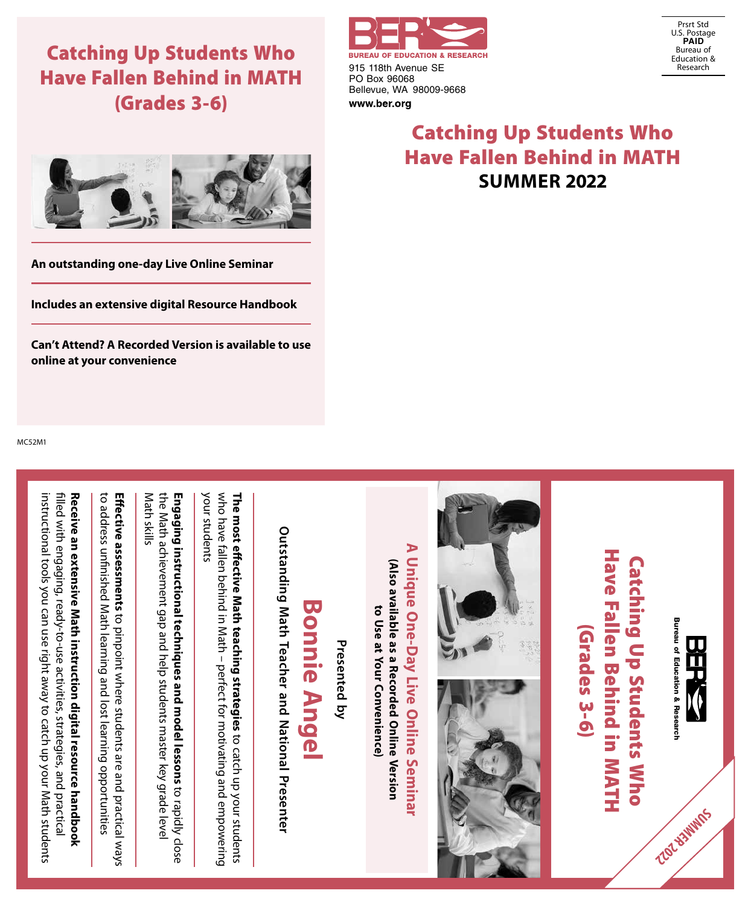# Catching Up Students Who Have Fallen Behind in MATH (Grades 3-6)

**An outstanding one-day Live Online Seminar**

**Includes an extensive digital Resource Handbook**

**Can't Attend? A Recorded Version is available to use online at your convenience**

MC52M1

BER BUREAU OF EDUCATION & RESEARCH
915 118th Avenue SE
PO Box 96068
Bellevue, WA 98009-9668
**www.ber.org**

Prsrt Std
U.S. Postage
**PAID**
Bureau of Education & Research

## Catching Up Students Who Have Fallen Behind in MATH
## SUMMER 2022

Bureau of Education & Research

# Catching Up Students Who Have Fallen Behind in MATH (Grades 3-6)

SUMMER 2022

## A Unique One-Day Live Online Seminar
**(Also available as a Recorded Online Version to Use at Your Convenience)**

Presented by

## Bonnie Angel

**Outstanding Math Teacher and National Presenter**

**The most effective Math teaching strategies** to catch up your students who have fallen behind in Math – perfect for motivating and empowering your students

**Engaging instructional techniques and model lessons** to rapidly close the Math achievement gap and help students master key grade level Math skills

**Effective assessments** to pinpoint where students are and practical ways to address unfinished Math learning and lost learning opportunities

**Receive an extensive Math instruction digital resource handbook** filled with engaging, ready-to-use activities, strategies, and practical instructional tools you can use right away to catch up your Math students